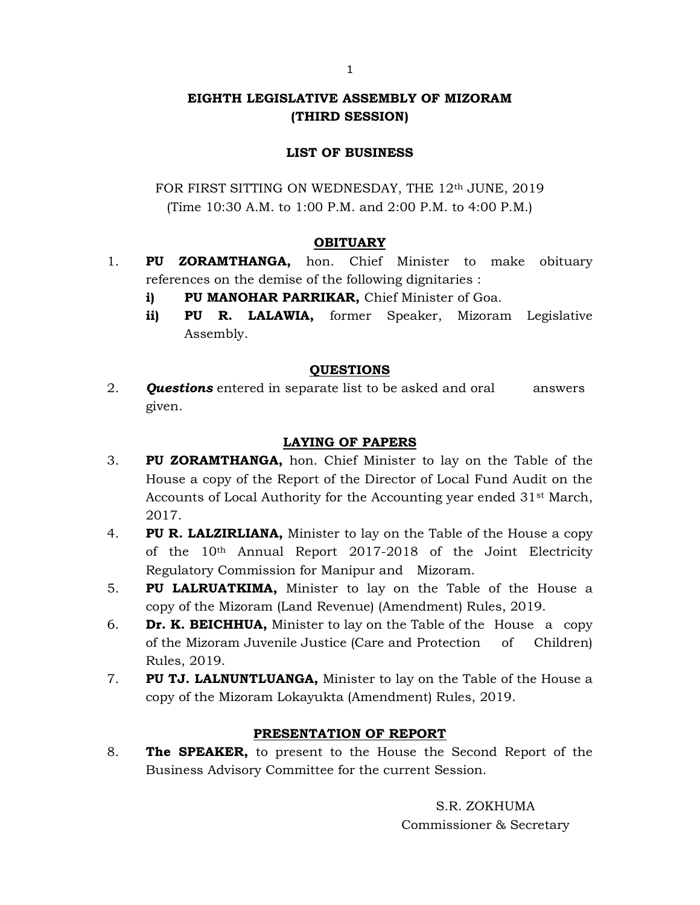# EIGHTH LEGISLATIVE ASSEMBLY OF MIZORAM
# (THIRD SESSION)

## LIST OF BUSINESS

FOR FIRST SITTING ON WEDNESDAY, THE 12th JUNE, 2019
(Time 10:30 A.M. to 1:00 P.M. and 2:00 P.M. to 4:00 P.M.)

### OBITUARY

1. **PU ZORAMTHANGA,** hon. Chief Minister to make obituary references on the demise of the following dignitaries :
   - **i) PU MANOHAR PARRIKAR,** Chief Minister of Goa.
   - **ii) PU R. LALAWIA,** former Speaker, Mizoram Legislative Assembly.

### QUESTIONS

2. ***Questions*** entered in separate list to be asked and oral answers given.

### LAYING OF PAPERS

3. **PU ZORAMTHANGA,** hon. Chief Minister to lay on the Table of the House a copy of the Report of the Director of Local Fund Audit on the Accounts of Local Authority for the Accounting year ended 31st March, 2017.
4. **PU R. LALZIRLIANA,** Minister to lay on the Table of the House a copy of the 10th Annual Report 2017-2018 of the Joint Electricity Regulatory Commission for Manipur and Mizoram.
5. **PU LALRUATKIMA,** Minister to lay on the Table of the House a copy of the Mizoram (Land Revenue) (Amendment) Rules, 2019.
6. **Dr. K. BEICHHUA,** Minister to lay on the Table of the House a copy of the Mizoram Juvenile Justice (Care and Protection of Children) Rules, 2019.
7. **PU TJ. LALNUNTLUANGA,** Minister to lay on the Table of the House a copy of the Mizoram Lokayukta (Amendment) Rules, 2019.

### PRESENTATION OF REPORT

8. **The SPEAKER,** to present to the House the Second Report of the Business Advisory Committee for the current Session.

S.R. ZOKHUMA
Commissioner & Secretary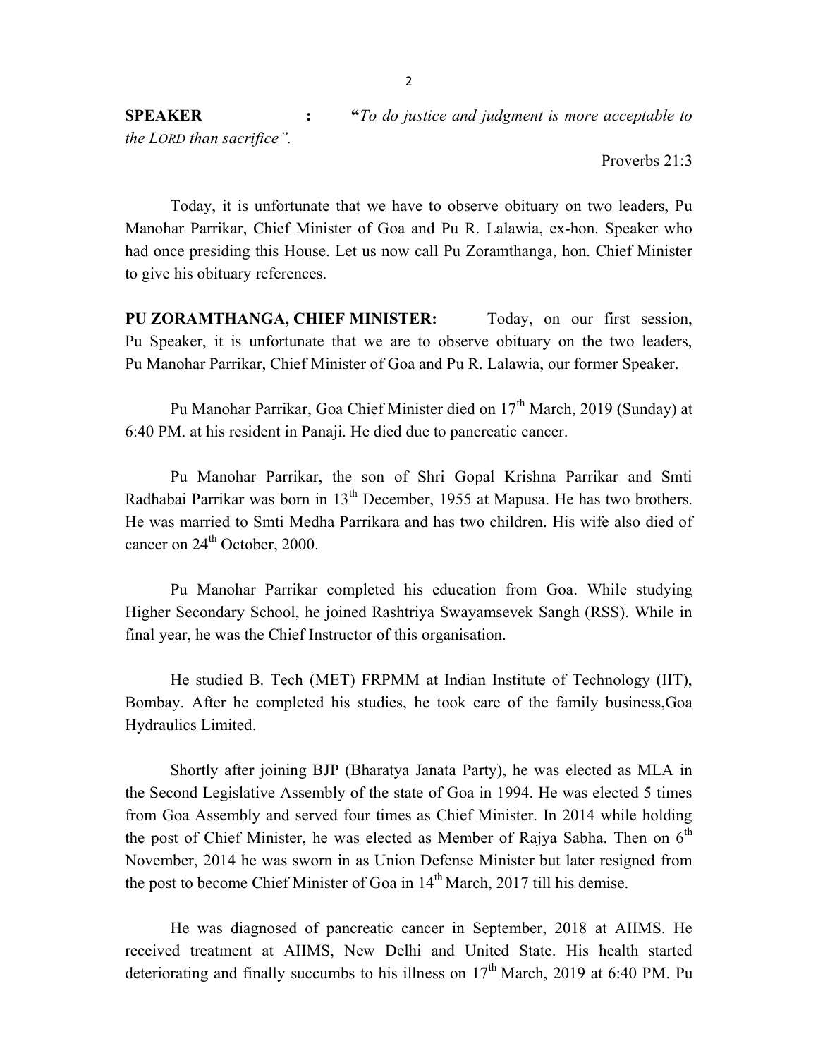**SPEAKER** : "*To do justice and judgment is more acceptable to the LORD than sacrifice".*

Proverbs 21:3

Today, it is unfortunate that we have to observe obituary on two leaders, Pu Manohar Parrikar, Chief Minister of Goa and Pu R. Lalawia, ex-hon. Speaker who had once presiding this House. Let us now call Pu Zoramthanga, hon. Chief Minister to give his obituary references.

**PU ZORAMTHANGA, CHIEF MINISTER:** Today, on our first session, Pu Speaker, it is unfortunate that we are to observe obituary on the two leaders, Pu Manohar Parrikar, Chief Minister of Goa and Pu R. Lalawia, our former Speaker.

Pu Manohar Parrikar, Goa Chief Minister died on 17th March, 2019 (Sunday) at 6:40 PM. at his resident in Panaji. He died due to pancreatic cancer.

Pu Manohar Parrikar, the son of Shri Gopal Krishna Parrikar and Smti Radhabai Parrikar was born in 13th December, 1955 at Mapusa. He has two brothers. He was married to Smti Medha Parrikara and has two children. His wife also died of cancer on 24th October, 2000.

Pu Manohar Parrikar completed his education from Goa. While studying Higher Secondary School, he joined Rashtriya Swayamsevek Sangh (RSS). While in final year, he was the Chief Instructor of this organisation.

He studied B. Tech (MET) FRPMM at Indian Institute of Technology (IIT), Bombay. After he completed his studies, he took care of the family business,Goa Hydraulics Limited.

Shortly after joining BJP (Bharatya Janata Party), he was elected as MLA in the Second Legislative Assembly of the state of Goa in 1994. He was elected 5 times from Goa Assembly and served four times as Chief Minister. In 2014 while holding the post of Chief Minister, he was elected as Member of Rajya Sabha. Then on 6th November, 2014 he was sworn in as Union Defense Minister but later resigned from the post to become Chief Minister of Goa in 14th March, 2017 till his demise.

He was diagnosed of pancreatic cancer in September, 2018 at AIIMS. He received treatment at AIIMS, New Delhi and United State. His health started deteriorating and finally succumbs to his illness on 17th March, 2019 at 6:40 PM. Pu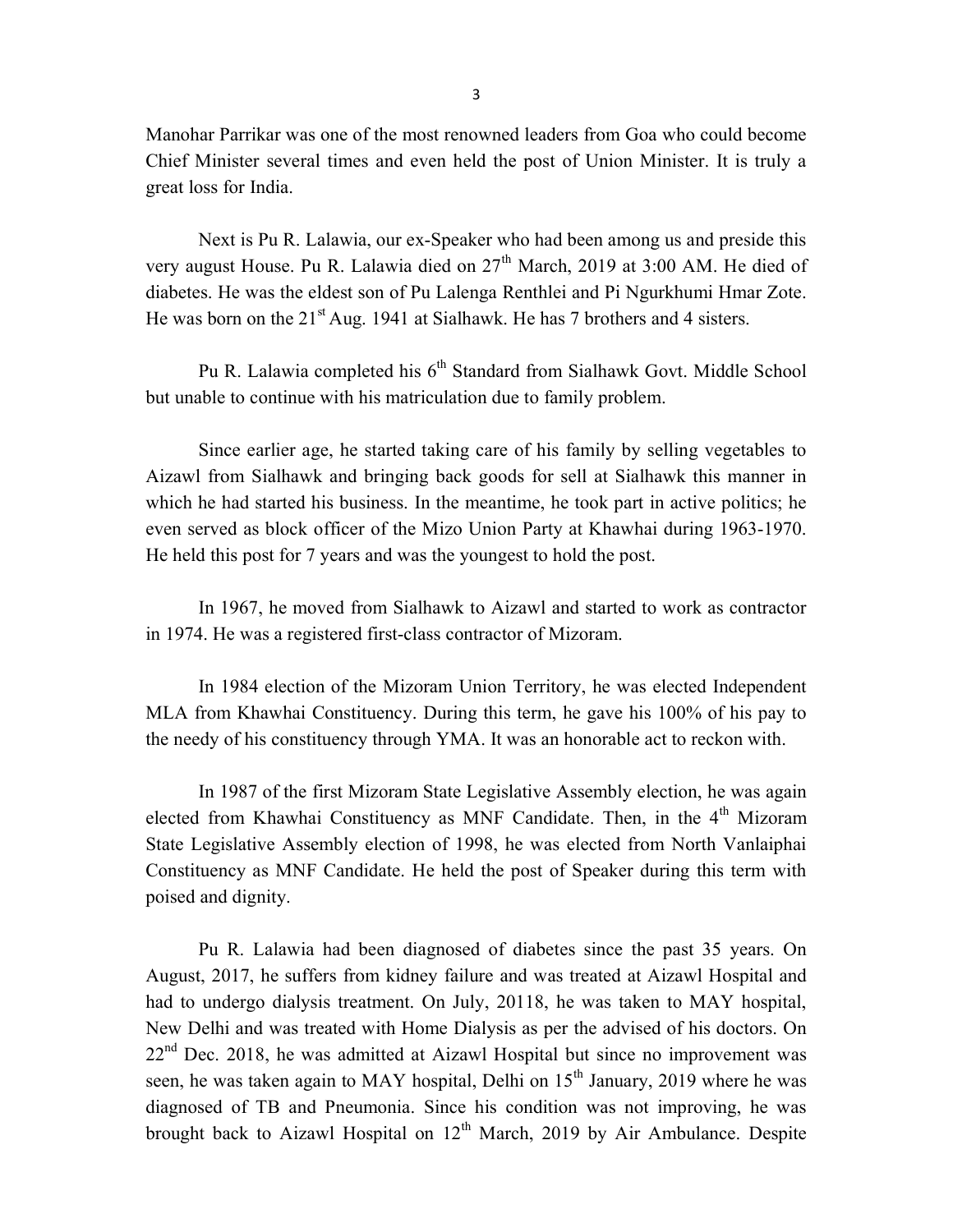Manohar Parrikar was one of the most renowned leaders from Goa who could become Chief Minister several times and even held the post of Union Minister. It is truly a great loss for India.

Next is Pu R. Lalawia, our ex-Speaker who had been among us and preside this very august House. Pu R. Lalawia died on 27th March, 2019 at 3:00 AM. He died of diabetes. He was the eldest son of Pu Lalenga Renthlei and Pi Ngurkhumi Hmar Zote. He was born on the 21st Aug. 1941 at Sialhawk. He has 7 brothers and 4 sisters.

Pu R. Lalawia completed his 6th Standard from Sialhawk Govt. Middle School but unable to continue with his matriculation due to family problem.

Since earlier age, he started taking care of his family by selling vegetables to Aizawl from Sialhawk and bringing back goods for sell at Sialhawk this manner in which he had started his business. In the meantime, he took part in active politics; he even served as block officer of the Mizo Union Party at Khawhai during 1963-1970. He held this post for 7 years and was the youngest to hold the post.

In 1967, he moved from Sialhawk to Aizawl and started to work as contractor in 1974. He was a registered first-class contractor of Mizoram.

In 1984 election of the Mizoram Union Territory, he was elected Independent MLA from Khawhai Constituency. During this term, he gave his 100% of his pay to the needy of his constituency through YMA. It was an honorable act to reckon with.

In 1987 of the first Mizoram State Legislative Assembly election, he was again elected from Khawhai Constituency as MNF Candidate. Then, in the 4th Mizoram State Legislative Assembly election of 1998, he was elected from North Vanlaiphai Constituency as MNF Candidate. He held the post of Speaker during this term with poised and dignity.

Pu R. Lalawia had been diagnosed of diabetes since the past 35 years. On August, 2017, he suffers from kidney failure and was treated at Aizawl Hospital and had to undergo dialysis treatment. On July, 20118, he was taken to MAY hospital, New Delhi and was treated with Home Dialysis as per the advised of his doctors. On 22nd Dec. 2018, he was admitted at Aizawl Hospital but since no improvement was seen, he was taken again to MAY hospital, Delhi on 15th January, 2019 where he was diagnosed of TB and Pneumonia. Since his condition was not improving, he was brought back to Aizawl Hospital on 12th March, 2019 by Air Ambulance. Despite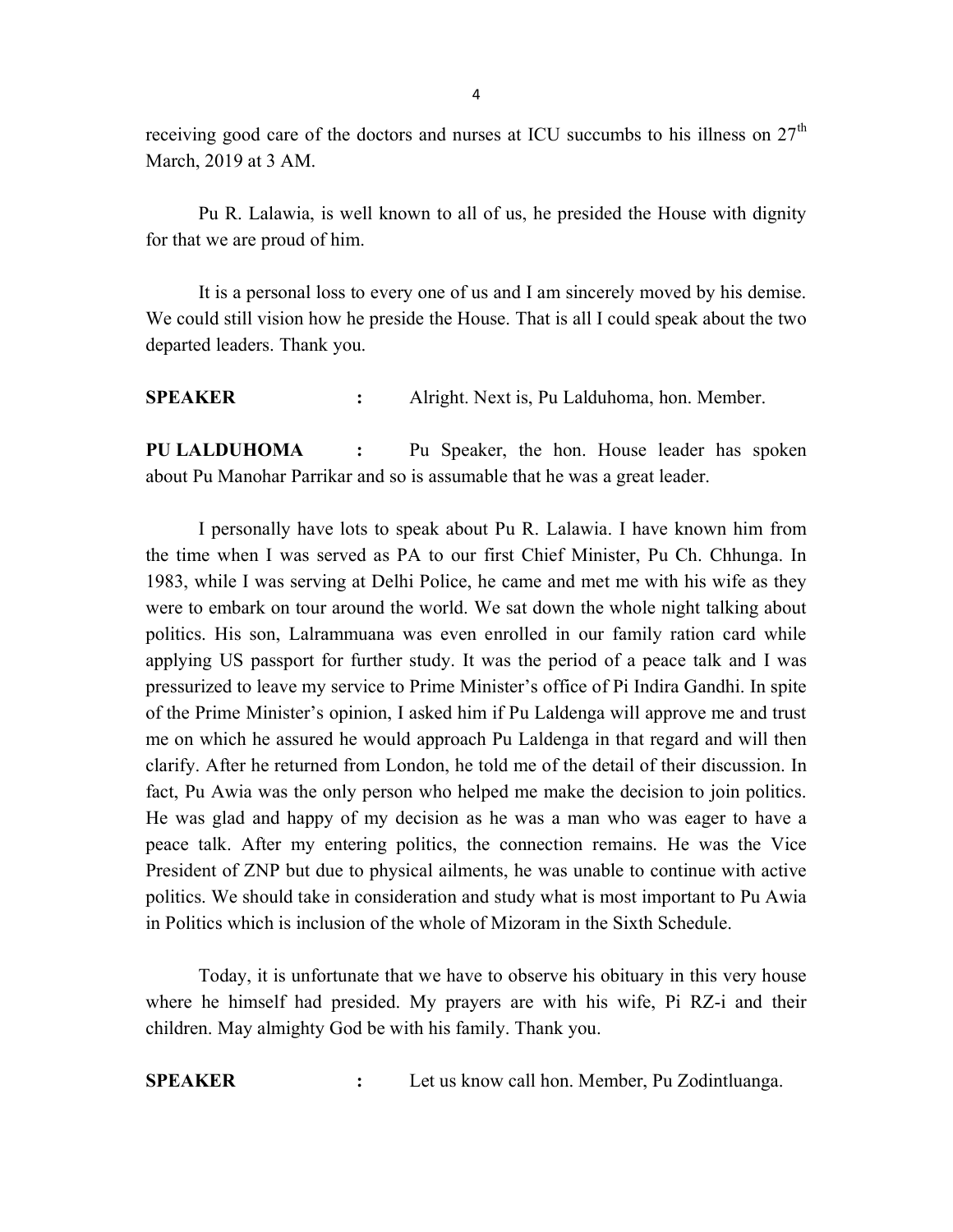receiving good care of the doctors and nurses at ICU succumbs to his illness on 27th March, 2019 at 3 AM.

Pu R. Lalawia, is well known to all of us, he presided the House with dignity for that we are proud of him.

It is a personal loss to every one of us and I am sincerely moved by his demise. We could still vision how he preside the House. That is all I could speak about the two departed leaders. Thank you.

**SPEAKER** : Alright. Next is, Pu Lalduhoma, hon. Member.

**PU LALDUHOMA** : Pu Speaker, the hon. House leader has spoken about Pu Manohar Parrikar and so is assumable that he was a great leader.

I personally have lots to speak about Pu R. Lalawia. I have known him from the time when I was served as PA to our first Chief Minister, Pu Ch. Chhunga. In 1983, while I was serving at Delhi Police, he came and met me with his wife as they were to embark on tour around the world. We sat down the whole night talking about politics. His son, Lalrammuana was even enrolled in our family ration card while applying US passport for further study. It was the period of a peace talk and I was pressurized to leave my service to Prime Minister's office of Pi Indira Gandhi. In spite of the Prime Minister's opinion, I asked him if Pu Laldenga will approve me and trust me on which he assured he would approach Pu Laldenga in that regard and will then clarify. After he returned from London, he told me of the detail of their discussion. In fact, Pu Awia was the only person who helped me make the decision to join politics. He was glad and happy of my decision as he was a man who was eager to have a peace talk. After my entering politics, the connection remains. He was the Vice President of ZNP but due to physical ailments, he was unable to continue with active politics. We should take in consideration and study what is most important to Pu Awia in Politics which is inclusion of the whole of Mizoram in the Sixth Schedule.

Today, it is unfortunate that we have to observe his obituary in this very house where he himself had presided. My prayers are with his wife, Pi RZ-i and their children. May almighty God be with his family. Thank you.

**SPEAKER** : Let us know call hon. Member, Pu Zodintluanga.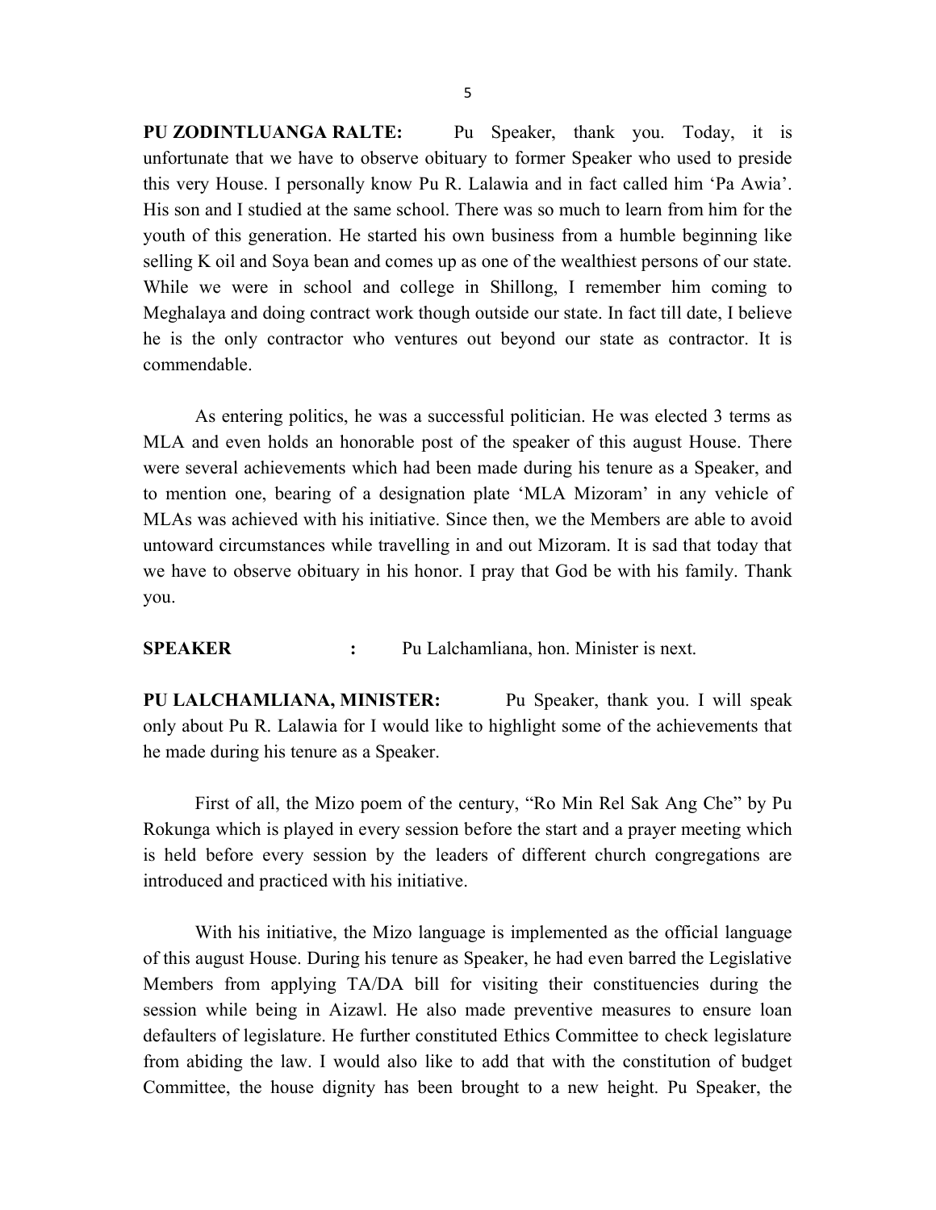**PU ZODINTLUANGA RALTE:** Pu Speaker, thank you. Today, it is unfortunate that we have to observe obituary to former Speaker who used to preside this very House. I personally know Pu R. Lalawia and in fact called him 'Pa Awia'. His son and I studied at the same school. There was so much to learn from him for the youth of this generation. He started his own business from a humble beginning like selling K oil and Soya bean and comes up as one of the wealthiest persons of our state. While we were in school and college in Shillong, I remember him coming to Meghalaya and doing contract work though outside our state. In fact till date, I believe he is the only contractor who ventures out beyond our state as contractor. It is commendable.

As entering politics, he was a successful politician. He was elected 3 terms as MLA and even holds an honorable post of the speaker of this august House. There were several achievements which had been made during his tenure as a Speaker, and to mention one, bearing of a designation plate 'MLA Mizoram' in any vehicle of MLAs was achieved with his initiative. Since then, we the Members are able to avoid untoward circumstances while travelling in and out Mizoram. It is sad that today that we have to observe obituary in his honor. I pray that God be with his family. Thank you.

**SPEAKER :** Pu Lalchamliana, hon. Minister is next.

**PU LALCHAMLIANA, MINISTER:** Pu Speaker, thank you. I will speak only about Pu R. Lalawia for I would like to highlight some of the achievements that he made during his tenure as a Speaker.

First of all, the Mizo poem of the century, "Ro Min Rel Sak Ang Che" by Pu Rokunga which is played in every session before the start and a prayer meeting which is held before every session by the leaders of different church congregations are introduced and practiced with his initiative.

With his initiative, the Mizo language is implemented as the official language of this august House. During his tenure as Speaker, he had even barred the Legislative Members from applying TA/DA bill for visiting their constituencies during the session while being in Aizawl. He also made preventive measures to ensure loan defaulters of legislature. He further constituted Ethics Committee to check legislature from abiding the law. I would also like to add that with the constitution of budget Committee, the house dignity has been brought to a new height. Pu Speaker, the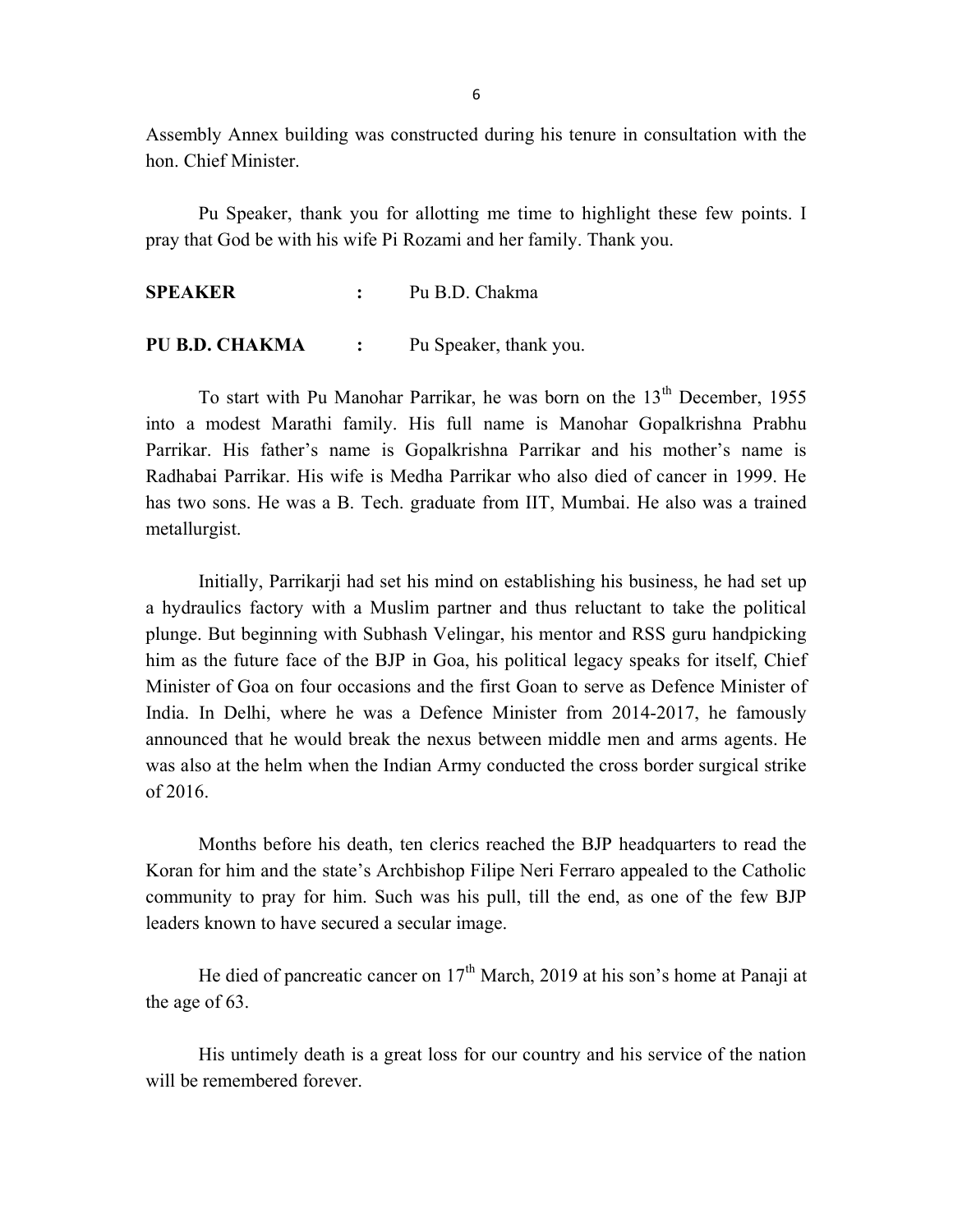Assembly Annex building was constructed during his tenure in consultation with the hon. Chief Minister.

Pu Speaker, thank you for allotting me time to highlight these few points. I pray that God be with his wife Pi Rozami and her family. Thank you.

**SPEAKER** **:** Pu B.D. Chakma

**PU B.D. CHAKMA** **:** Pu Speaker, thank you.

To start with Pu Manohar Parrikar, he was born on the 13th December, 1955 into a modest Marathi family. His full name is Manohar Gopalkrishna Prabhu Parrikar. His father's name is Gopalkrishna Parrikar and his mother's name is Radhabai Parrikar. His wife is Medha Parrikar who also died of cancer in 1999. He has two sons. He was a B. Tech. graduate from IIT, Mumbai. He also was a trained metallurgist.

Initially, Parrikarji had set his mind on establishing his business, he had set up a hydraulics factory with a Muslim partner and thus reluctant to take the political plunge. But beginning with Subhash Velingar, his mentor and RSS guru handpicking him as the future face of the BJP in Goa, his political legacy speaks for itself, Chief Minister of Goa on four occasions and the first Goan to serve as Defence Minister of India. In Delhi, where he was a Defence Minister from 2014-2017, he famously announced that he would break the nexus between middle men and arms agents. He was also at the helm when the Indian Army conducted the cross border surgical strike of 2016.

Months before his death, ten clerics reached the BJP headquarters to read the Koran for him and the state's Archbishop Filipe Neri Ferraro appealed to the Catholic community to pray for him. Such was his pull, till the end, as one of the few BJP leaders known to have secured a secular image.

He died of pancreatic cancer on 17th March, 2019 at his son's home at Panaji at the age of 63.

His untimely death is a great loss for our country and his service of the nation will be remembered forever.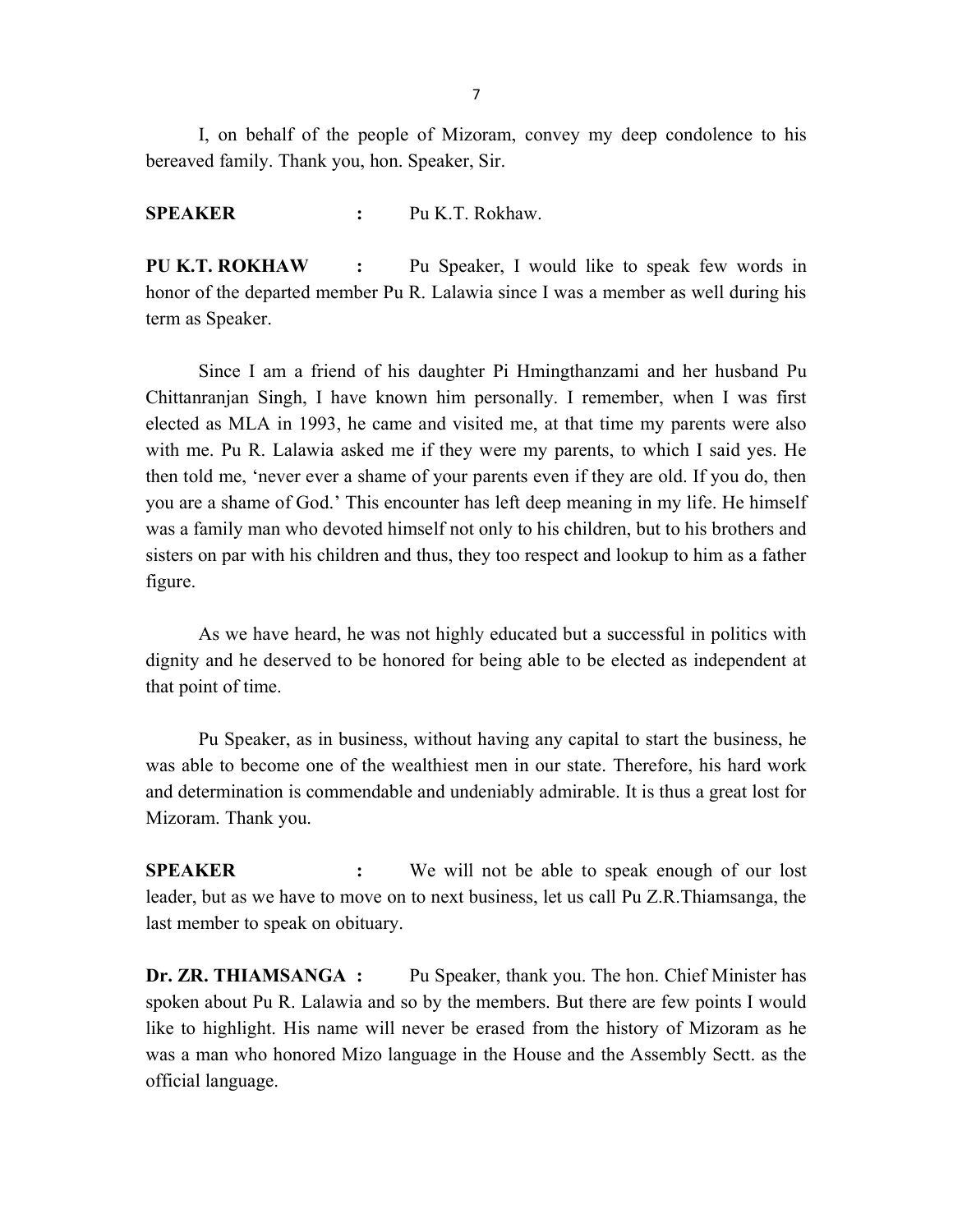I, on behalf of the people of Mizoram, convey my deep condolence to his bereaved family. Thank you, hon. Speaker, Sir.

**SPEAKER** : Pu K.T. Rokhaw.

**PU K.T. ROKHAW** : Pu Speaker, I would like to speak few words in honor of the departed member Pu R. Lalawia since I was a member as well during his term as Speaker.

Since I am a friend of his daughter Pi Hmingthanzami and her husband Pu Chittanranjan Singh, I have known him personally. I remember, when I was first elected as MLA in 1993, he came and visited me, at that time my parents were also with me. Pu R. Lalawia asked me if they were my parents, to which I said yes. He then told me, 'never ever a shame of your parents even if they are old. If you do, then you are a shame of God.' This encounter has left deep meaning in my life. He himself was a family man who devoted himself not only to his children, but to his brothers and sisters on par with his children and thus, they too respect and lookup to him as a father figure.

As we have heard, he was not highly educated but a successful in politics with dignity and he deserved to be honored for being able to be elected as independent at that point of time.

Pu Speaker, as in business, without having any capital to start the business, he was able to become one of the wealthiest men in our state. Therefore, his hard work and determination is commendable and undeniably admirable. It is thus a great lost for Mizoram. Thank you.

**SPEAKER** : We will not be able to speak enough of our lost leader, but as we have to move on to next business, let us call Pu Z.R.Thiamsanga, the last member to speak on obituary.

**Dr. ZR. THIAMSANGA :** Pu Speaker, thank you. The hon. Chief Minister has spoken about Pu R. Lalawia and so by the members. But there are few points I would like to highlight. His name will never be erased from the history of Mizoram as he was a man who honored Mizo language in the House and the Assembly Sectt. as the official language.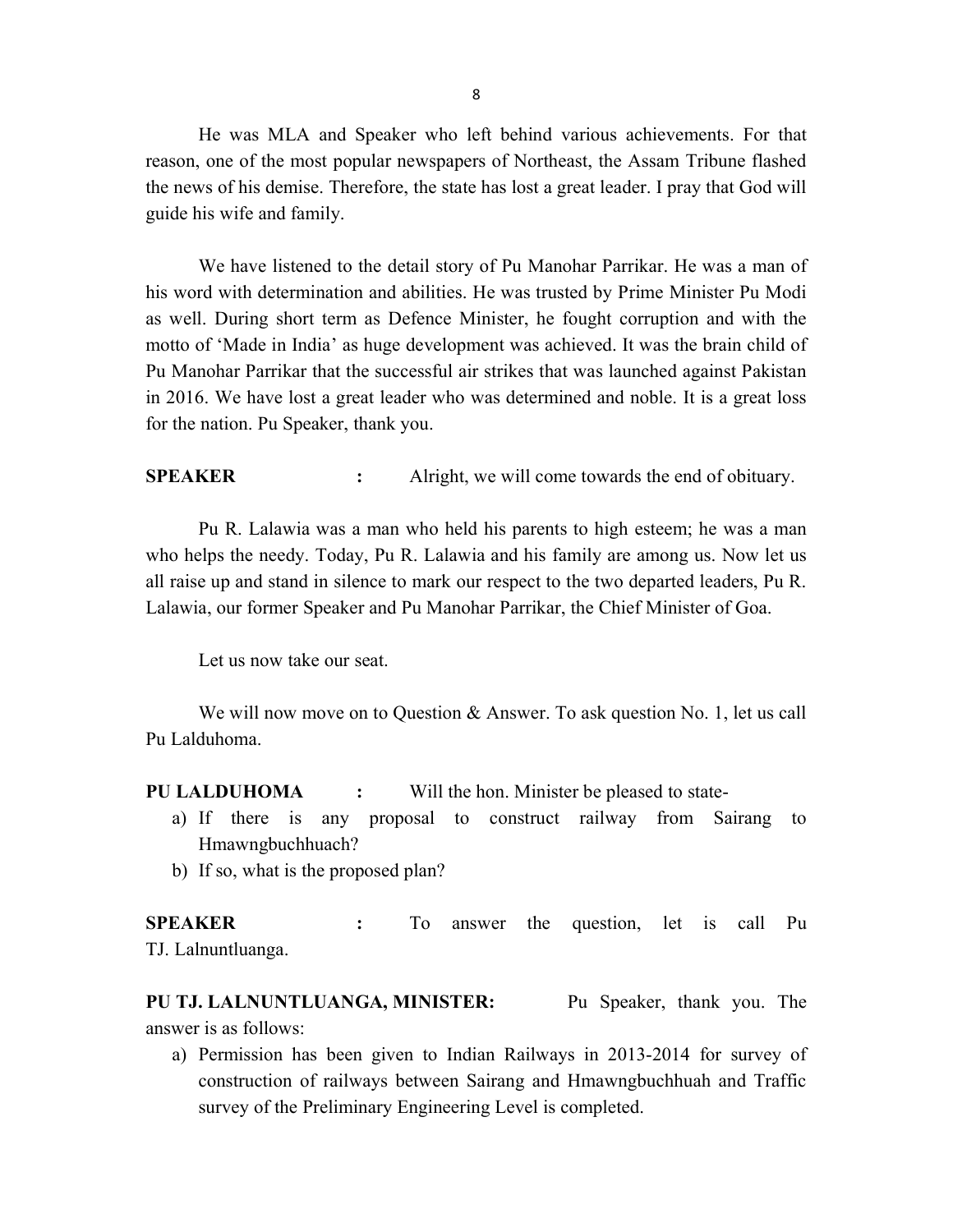He was MLA and Speaker who left behind various achievements. For that reason, one of the most popular newspapers of Northeast, the Assam Tribune flashed the news of his demise. Therefore, the state has lost a great leader. I pray that God will guide his wife and family.

We have listened to the detail story of Pu Manohar Parrikar. He was a man of his word with determination and abilities. He was trusted by Prime Minister Pu Modi as well. During short term as Defence Minister, he fought corruption and with the motto of 'Made in India' as huge development was achieved. It was the brain child of Pu Manohar Parrikar that the successful air strikes that was launched against Pakistan in 2016. We have lost a great leader who was determined and noble. It is a great loss for the nation. Pu Speaker, thank you.

**SPEAKER** : Alright, we will come towards the end of obituary.

Pu R. Lalawia was a man who held his parents to high esteem; he was a man who helps the needy. Today, Pu R. Lalawia and his family are among us. Now let us all raise up and stand in silence to mark our respect to the two departed leaders, Pu R. Lalawia, our former Speaker and Pu Manohar Parrikar, the Chief Minister of Goa.

Let us now take our seat.

We will now move on to Question & Answer. To ask question No. 1, let us call Pu Lalduhoma.

**PU LALDUHOMA** : Will the hon. Minister be pleased to state-

a) If there is any proposal to construct railway from Sairang to Hmawngbuchhuach?
b) If so, what is the proposed plan?

**SPEAKER** : To answer the question, let is call Pu TJ. Lalnuntluanga.

**PU TJ. LALNUNTLUANGA, MINISTER:** Pu Speaker, thank you. The answer is as follows:

a) Permission has been given to Indian Railways in 2013-2014 for survey of construction of railways between Sairang and Hmawngbuchhuah and Traffic survey of the Preliminary Engineering Level is completed.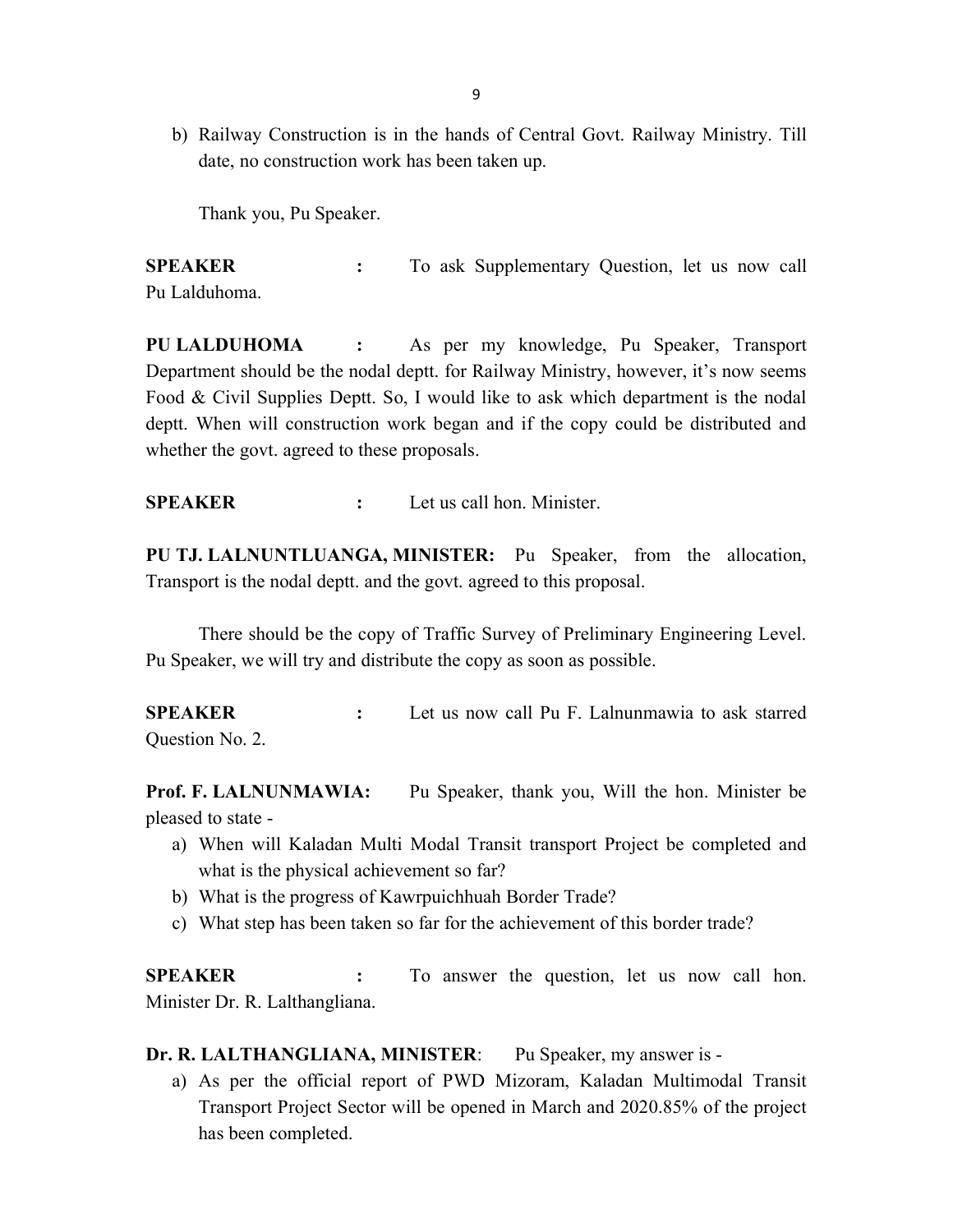b) Railway Construction is in the hands of Central Govt. Railway Ministry. Till date, no construction work has been taken up.

Thank you, Pu Speaker.

**SPEAKER** **:** To ask Supplementary Question, let us now call Pu Lalduhoma.

**PU LALDUHOMA** **:** As per my knowledge, Pu Speaker, Transport Department should be the nodal deptt. for Railway Ministry, however, it's now seems Food & Civil Supplies Deptt. So, I would like to ask which department is the nodal deptt. When will construction work began and if the copy could be distributed and whether the govt. agreed to these proposals.

**SPEAKER** **:** Let us call hon. Minister.

**PU TJ. LALNUNTLUANGA, MINISTER:** Pu Speaker, from the allocation, Transport is the nodal deptt. and the govt. agreed to this proposal.

There should be the copy of Traffic Survey of Preliminary Engineering Level. Pu Speaker, we will try and distribute the copy as soon as possible.

**SPEAKER** **:** Let us now call Pu F. Lalnunmawia to ask starred Question No. 2.

**Prof. F. LALNUNMAWIA:** Pu Speaker, thank you, Will the hon. Minister be pleased to state -

a) When will Kaladan Multi Modal Transit transport Project be completed and what is the physical achievement so far?
b) What is the progress of Kawrpuichhuah Border Trade?
c) What step has been taken so far for the achievement of this border trade?

**SPEAKER** **:** To answer the question, let us now call hon. Minister Dr. R. Lalthangliana.

**Dr. R. LALTHANGLIANA, MINISTER**: Pu Speaker, my answer is -

a) As per the official report of PWD Mizoram, Kaladan Multimodal Transit Transport Project Sector will be opened in March and 2020.85% of the project has been completed.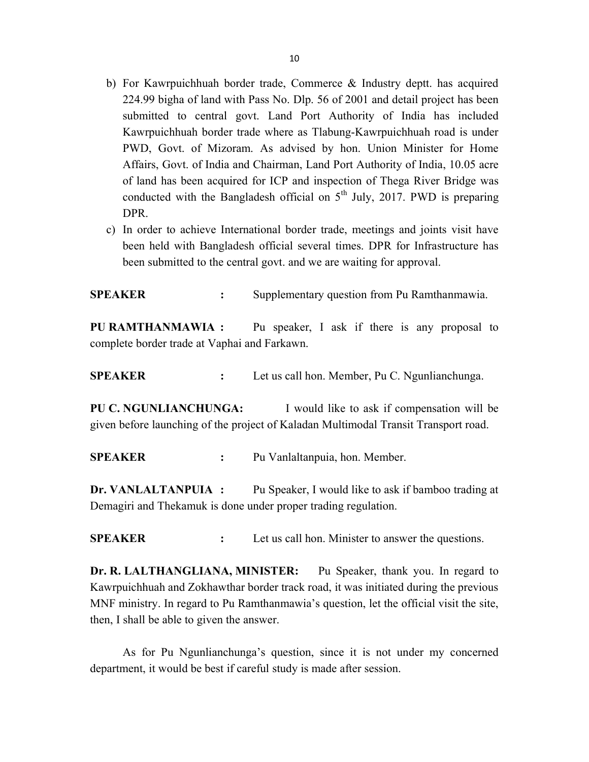b) For Kawrpuichhuah border trade, Commerce & Industry deptt. has acquired 224.99 bigha of land with Pass No. Dlp. 56 of 2001 and detail project has been submitted to central govt. Land Port Authority of India has included Kawrpuichhuah border trade where as Tlabung-Kawrpuichhuah road is under PWD, Govt. of Mizoram. As advised by hon. Union Minister for Home Affairs, Govt. of India and Chairman, Land Port Authority of India, 10.05 acre of land has been acquired for ICP and inspection of Thega River Bridge was conducted with the Bangladesh official on 5th July, 2017. PWD is preparing DPR.

c) In order to achieve International border trade, meetings and joints visit have been held with Bangladesh official several times. DPR for Infrastructure has been submitted to the central govt. and we are waiting for approval.

**SPEAKER :** Supplementary question from Pu Ramthanmawia.

**PU RAMTHANMAWIA :** Pu speaker, I ask if there is any proposal to complete border trade at Vaphai and Farkawn.

**SPEAKER :** Let us call hon. Member, Pu C. Ngunlianchunga.

**PU C. NGUNLIANCHUNGA:** I would like to ask if compensation will be given before launching of the project of Kaladan Multimodal Transit Transport road.

**SPEAKER :** Pu Vanlaltanpuia, hon. Member.

**Dr. VANLALTANPUIA :** Pu Speaker, I would like to ask if bamboo trading at Demagiri and Thekamuk is done under proper trading regulation.

**SPEAKER :** Let us call hon. Minister to answer the questions.

**Dr. R. LALTHANGLIANA, MINISTER:** Pu Speaker, thank you. In regard to Kawrpuichhuah and Zokhawthar border track road, it was initiated during the previous MNF ministry. In regard to Pu Ramthanmawia's question, let the official visit the site, then, I shall be able to given the answer.

As for Pu Ngunlianchunga's question, since it is not under my concerned department, it would be best if careful study is made after session.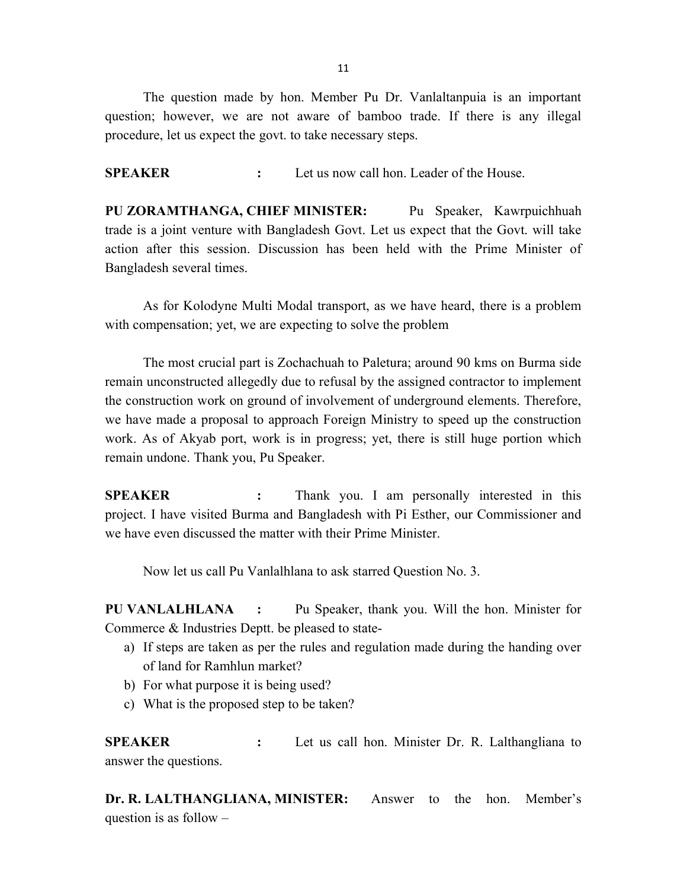The question made by hon. Member Pu Dr. Vanlaltanpuia is an important question; however, we are not aware of bamboo trade. If there is any illegal procedure, let us expect the govt. to take necessary steps.

**SPEAKER :** Let us now call hon. Leader of the House.

**PU ZORAMTHANGA, CHIEF MINISTER:** Pu Speaker, Kawrpuichhuah trade is a joint venture with Bangladesh Govt. Let us expect that the Govt. will take action after this session. Discussion has been held with the Prime Minister of Bangladesh several times.

As for Kolodyne Multi Modal transport, as we have heard, there is a problem with compensation; yet, we are expecting to solve the problem

The most crucial part is Zochachuah to Paletura; around 90 kms on Burma side remain unconstructed allegedly due to refusal by the assigned contractor to implement the construction work on ground of involvement of underground elements. Therefore, we have made a proposal to approach Foreign Ministry to speed up the construction work. As of Akyab port, work is in progress; yet, there is still huge portion which remain undone. Thank you, Pu Speaker.

**SPEAKER :** Thank you. I am personally interested in this project. I have visited Burma and Bangladesh with Pi Esther, our Commissioner and we have even discussed the matter with their Prime Minister.

Now let us call Pu Vanlalhlana to ask starred Question No. 3.

**PU VANLALHLANA :** Pu Speaker, thank you. Will the hon. Minister for Commerce & Industries Deptt. be pleased to state-

a) If steps are taken as per the rules and regulation made during the handing over of land for Ramhlun market?
b) For what purpose it is being used?
c) What is the proposed step to be taken?

**SPEAKER :** Let us call hon. Minister Dr. R. Lalthangliana to answer the questions.

**Dr. R. LALTHANGLIANA, MINISTER:** Answer to the hon. Member's question is as follow –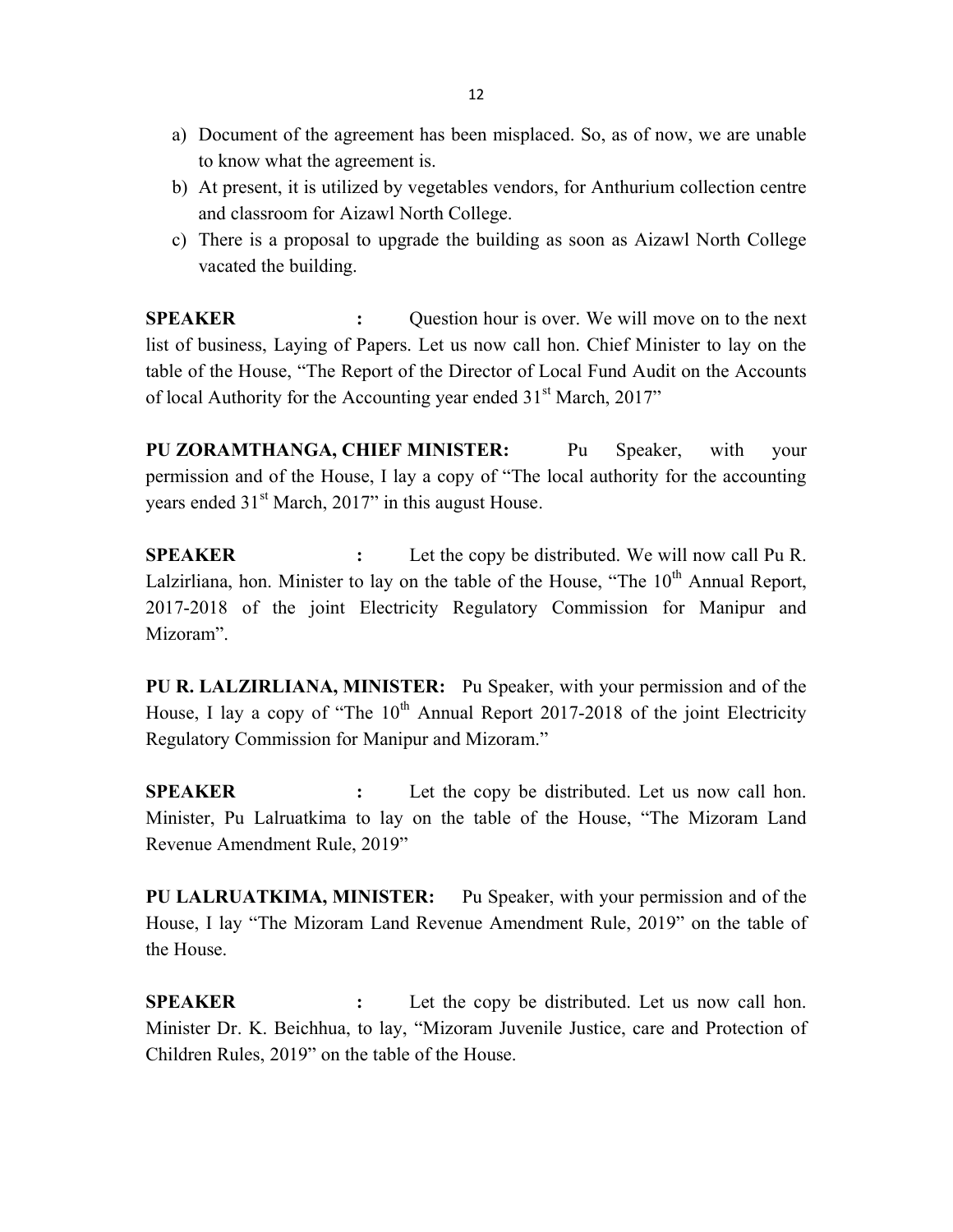a) Document of the agreement has been misplaced. So, as of now, we are unable to know what the agreement is.
b) At present, it is utilized by vegetables vendors, for Anthurium collection centre and classroom for Aizawl North College.
c) There is a proposal to upgrade the building as soon as Aizawl North College vacated the building.

**SPEAKER :** Question hour is over. We will move on to the next list of business, Laying of Papers. Let us now call hon. Chief Minister to lay on the table of the House, "The Report of the Director of Local Fund Audit on the Accounts of local Authority for the Accounting year ended 31st March, 2017"

**PU ZORAMTHANGA, CHIEF MINISTER:** Pu Speaker, with your permission and of the House, I lay a copy of "The local authority for the accounting years ended 31st March, 2017" in this august House.

**SPEAKER :** Let the copy be distributed. We will now call Pu R. Lalzirliana, hon. Minister to lay on the table of the House, "The 10th Annual Report, 2017-2018 of the joint Electricity Regulatory Commission for Manipur and Mizoram".

**PU R. LALZIRLIANA, MINISTER:** Pu Speaker, with your permission and of the House, I lay a copy of "The 10th Annual Report 2017-2018 of the joint Electricity Regulatory Commission for Manipur and Mizoram."

**SPEAKER :** Let the copy be distributed. Let us now call hon. Minister, Pu Lalruatkima to lay on the table of the House, "The Mizoram Land Revenue Amendment Rule, 2019"

**PU LALRUATKIMA, MINISTER:** Pu Speaker, with your permission and of the House, I lay "The Mizoram Land Revenue Amendment Rule, 2019" on the table of the House.

**SPEAKER :** Let the copy be distributed. Let us now call hon. Minister Dr. K. Beichhua, to lay, "Mizoram Juvenile Justice, care and Protection of Children Rules, 2019" on the table of the House.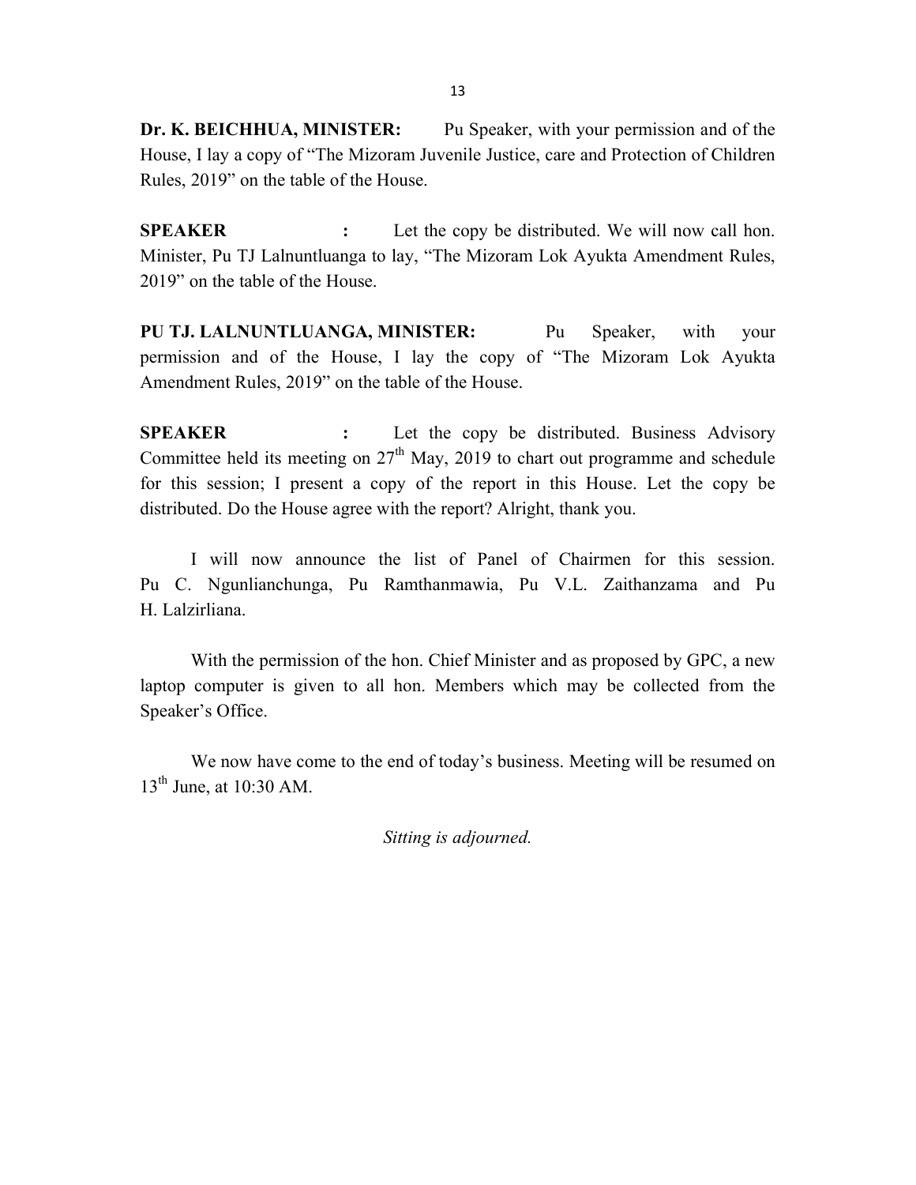**Dr. K. BEICHHUA, MINISTER:** Pu Speaker, with your permission and of the House, I lay a copy of "The Mizoram Juvenile Justice, care and Protection of Children Rules, 2019" on the table of the House.

**SPEAKER :** Let the copy be distributed. We will now call hon. Minister, Pu TJ Lalnuntluanga to lay, "The Mizoram Lok Ayukta Amendment Rules, 2019" on the table of the House.

**PU TJ. LALNUNTLUANGA, MINISTER:** Pu Speaker, with your permission and of the House, I lay the copy of "The Mizoram Lok Ayukta Amendment Rules, 2019" on the table of the House.

**SPEAKER :** Let the copy be distributed. Business Advisory Committee held its meeting on 27th May, 2019 to chart out programme and schedule for this session; I present a copy of the report in this House. Let the copy be distributed. Do the House agree with the report? Alright, thank you.

I will now announce the list of Panel of Chairmen for this session. Pu C. Ngunlianchunga, Pu Ramthanmawia, Pu V.L. Zaithanzama and Pu H. Lalzirliana.

With the permission of the hon. Chief Minister and as proposed by GPC, a new laptop computer is given to all hon. Members which may be collected from the Speaker's Office.

We now have come to the end of today's business. Meeting will be resumed on 13th June, at 10:30 AM.

*Sitting is adjourned.*